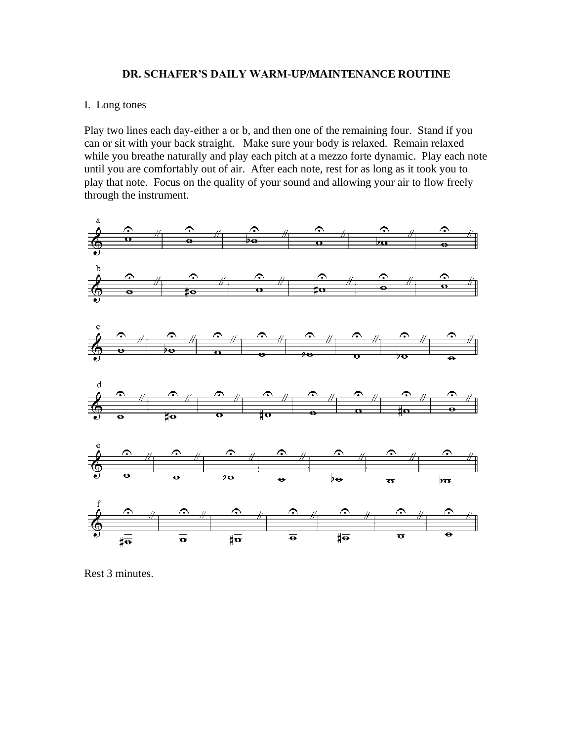**DR. SCHAFER'S DAILY WARM-UP/MAINTENANCE ROUTINE**

I. Long tones

Play two lines each day-either a or b, and then one of the remaining four. Stand if you can or sit with your back straight. Make sure your body is relaxed. Remain relaxed while you breathe naturally and play each pitch at a mezzo forte dynamic. Play each note until you are comfortably out of air. After each note, rest for as long as it took you to play that note. Focus on the quality of your sound and allowing your air to flow freely through the instrument.

a

b

c

d

e

f

Rest 3 minutes.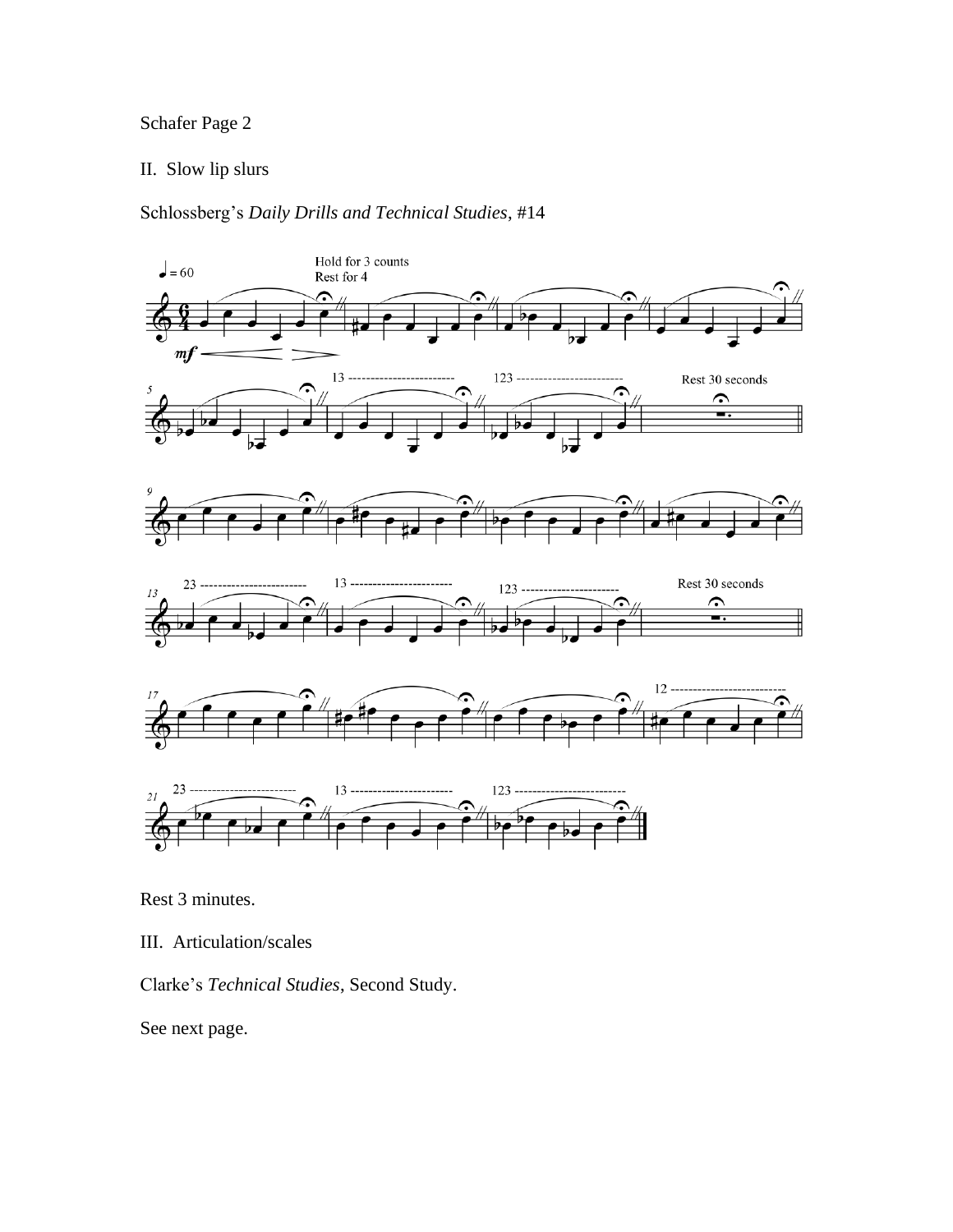## II. Slow lip slurs

Schlossberg's *Daily Drills and Technical Studies*, #14

Rest 3 minutes.

## III. Articulation/scales

Clarke's *Technical Studies*, Second Study.

See next page.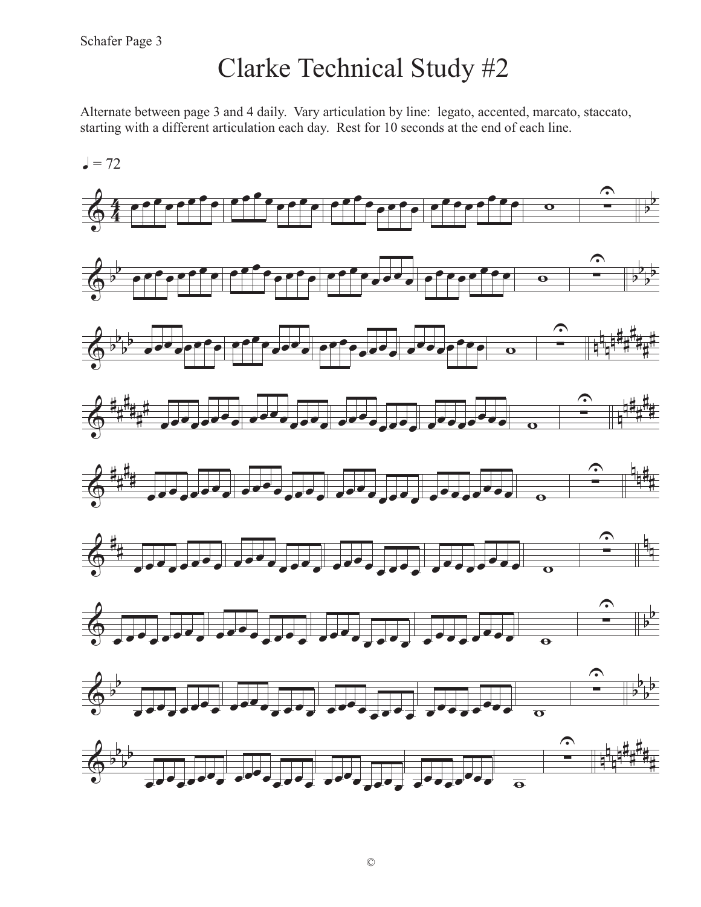# Clarke Technical Study #2

Alternate between page 3 and 4 daily. Vary articulation by line: legato, accented, marcato, staccato, starting with a different articulation each day. Rest for 10 seconds at the end of each line.

♩ = 72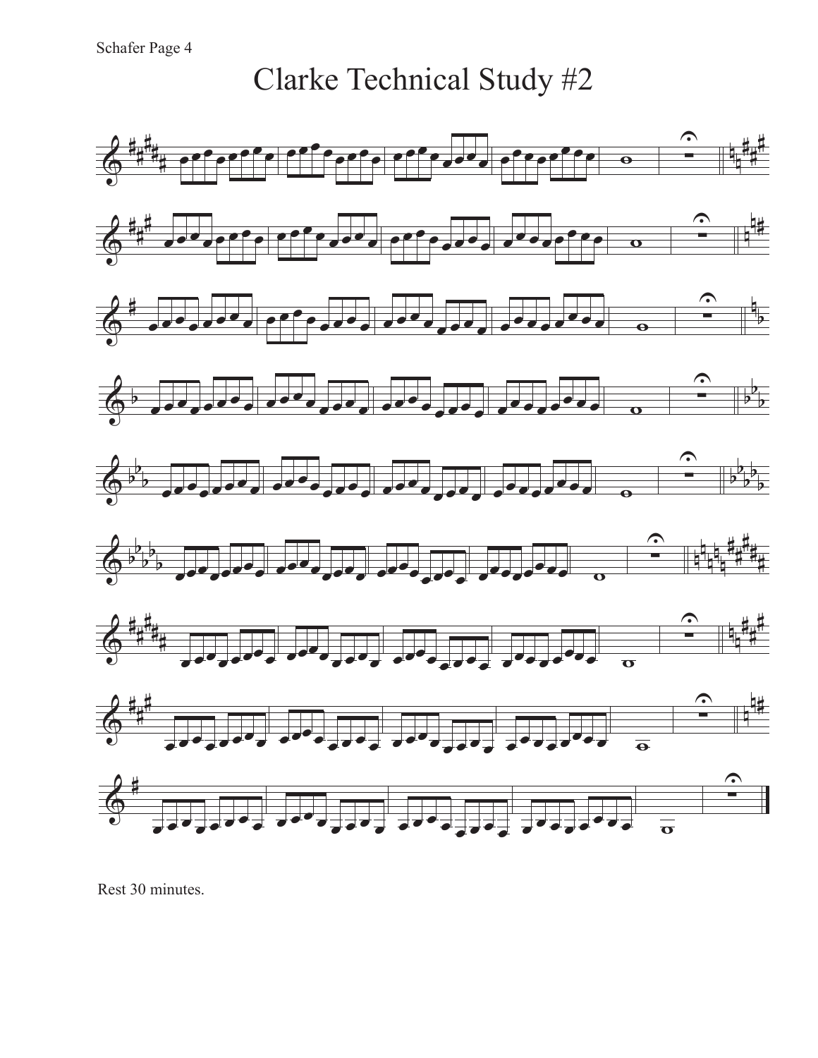# Clarke Technical Study #2

Rest 30 minutes.